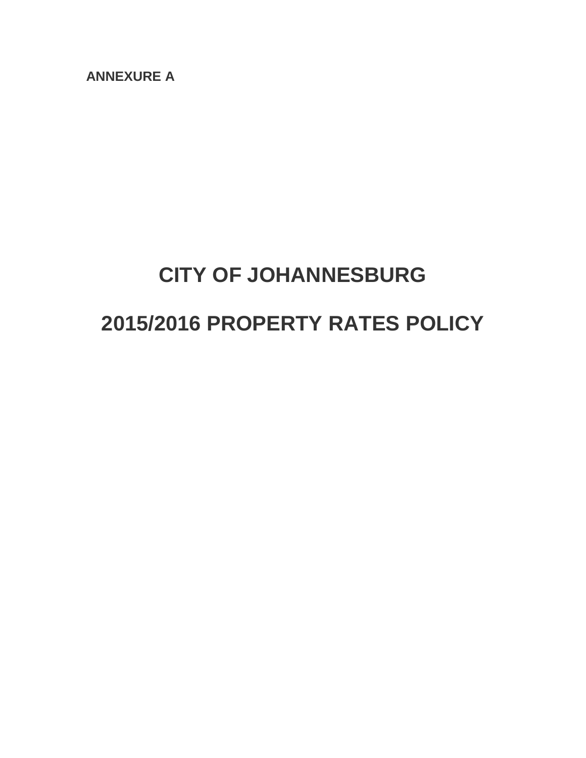**ANNEXURE A**

# CITY OF JOHANNESBURG

# 2015/2016 PROPERTY RATES POLICY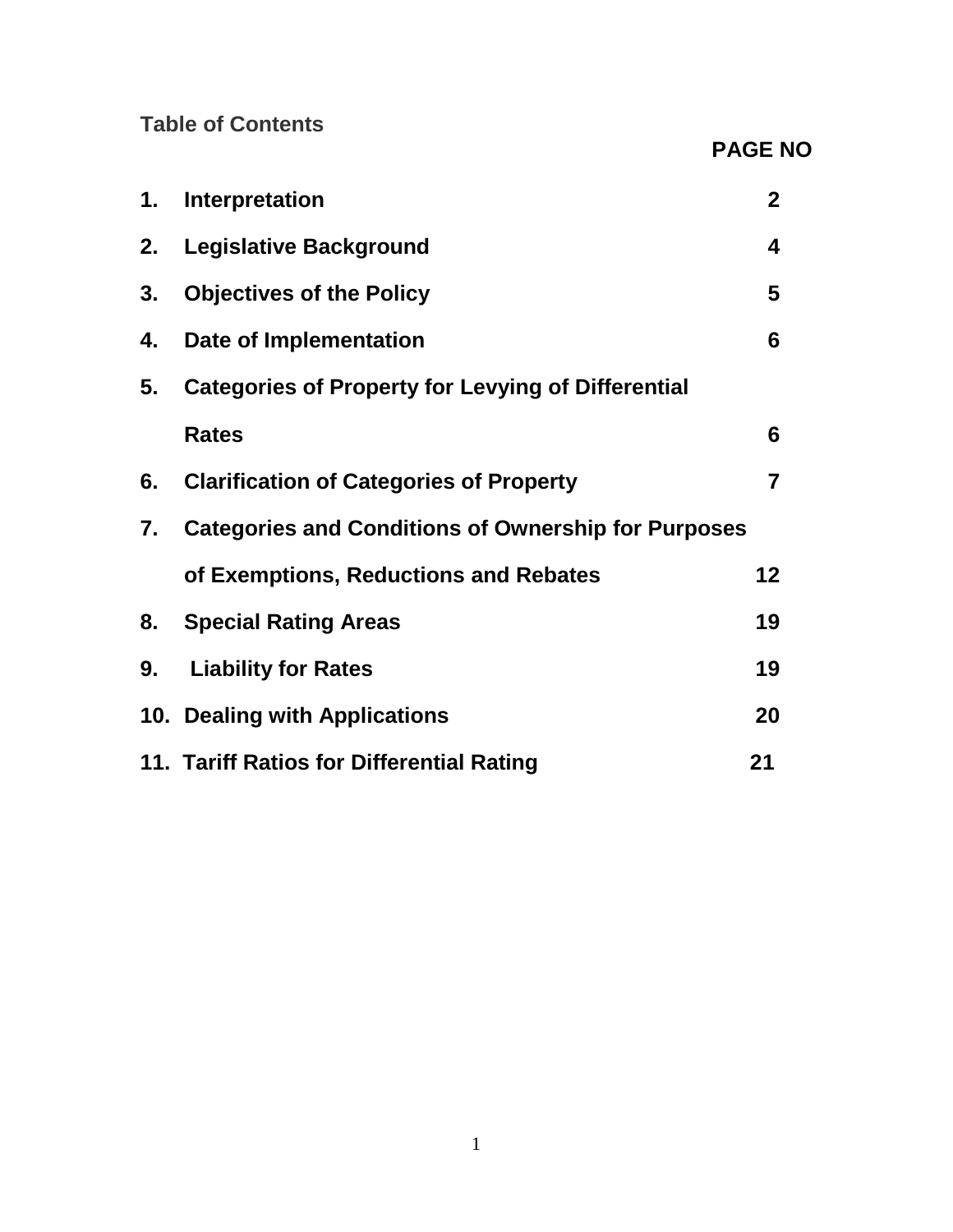## Table of Contents

| | | PAGE NO |
|---|---|---|
| 1. | Interpretation | 2 |
| 2. | Legislative Background | 4 |
| 3. | Objectives of the Policy | 5 |
| 4. | Date of Implementation | 6 |
| 5. | Categories of Property for Levying of Differential Rates | 6 |
| 6. | Clarification of Categories of Property | 7 |
| 7. | Categories and Conditions of Ownership for Purposes of Exemptions, Reductions and Rebates | 12 |
| 8. | Special Rating Areas | 19 |
| 9. | Liability for Rates | 19 |
| 10. | Dealing with Applications | 20 |
| 11. | Tariff Ratios for Differential Rating | 21 |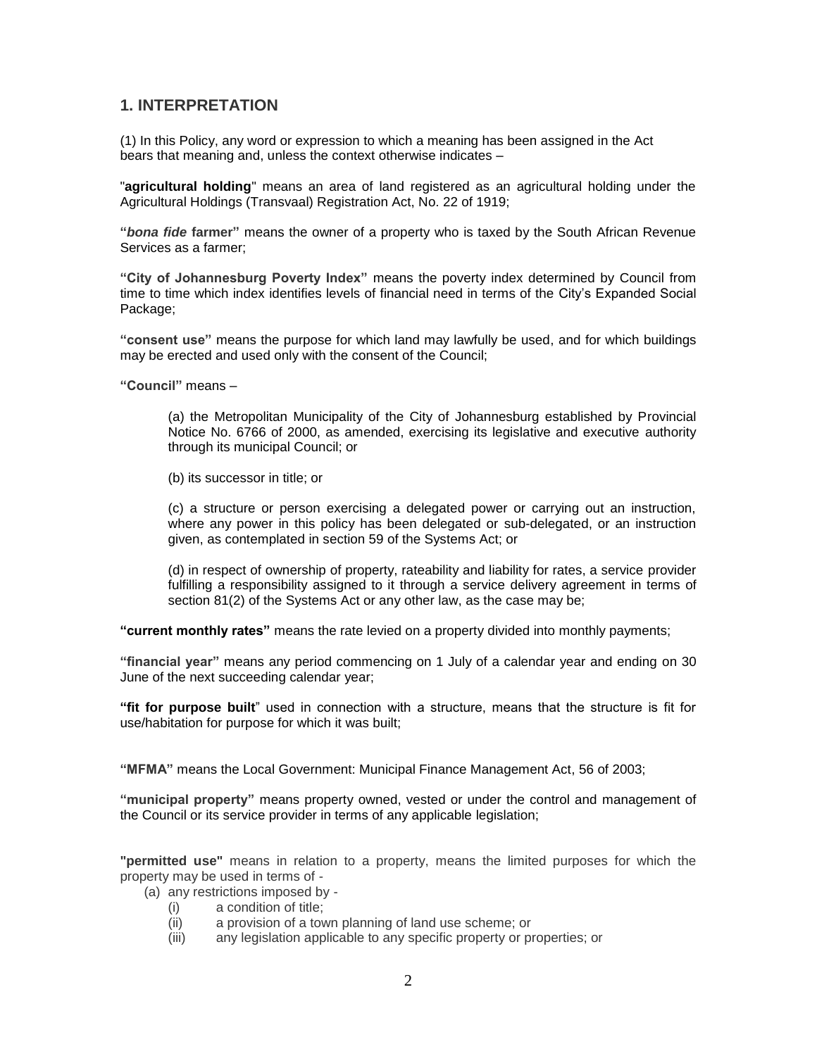## 1. INTERPRETATION

(1) In this Policy, any word or expression to which a meaning has been assigned in the Act bears that meaning and, unless the context otherwise indicates –

"**agricultural holding**" means an area of land registered as an agricultural holding under the Agricultural Holdings (Transvaal) Registration Act, No. 22 of 1919;

**"*bona fide* farmer"** means the owner of a property who is taxed by the South African Revenue Services as a farmer;

**"City of Johannesburg Poverty Index"** means the poverty index determined by Council from time to time which index identifies levels of financial need in terms of the City's Expanded Social Package;

**"consent use"** means the purpose for which land may lawfully be used, and for which buildings may be erected and used only with the consent of the Council;

**"Council"** means –

> (a) the Metropolitan Municipality of the City of Johannesburg established by Provincial Notice No. 6766 of 2000, as amended, exercising its legislative and executive authority through its municipal Council; or
>
> (b) its successor in title; or
>
> (c) a structure or person exercising a delegated power or carrying out an instruction, where any power in this policy has been delegated or sub-delegated, or an instruction given, as contemplated in section 59 of the Systems Act; or
>
> (d) in respect of ownership of property, rateability and liability for rates, a service provider fulfilling a responsibility assigned to it through a service delivery agreement in terms of section 81(2) of the Systems Act or any other law, as the case may be;

**"current monthly rates"** means the rate levied on a property divided into monthly payments;

**"financial year"** means any period commencing on 1 July of a calendar year and ending on 30 June of the next succeeding calendar year;

**"fit for purpose built**" used in connection with a structure, means that the structure is fit for use/habitation for purpose for which it was built;

**"MFMA"** means the Local Government: Municipal Finance Management Act, 56 of 2003;

**"municipal property"** means property owned, vested or under the control and management of the Council or its service provider in terms of any applicable legislation;

**"permitted use"** means in relation to a property, means the limited purposes for which the property may be used in terms of -

- (a) any restrictions imposed by -
  - (i) a condition of title;
  - (ii) a provision of a town planning of land use scheme; or
  - (iii) any legislation applicable to any specific property or properties; or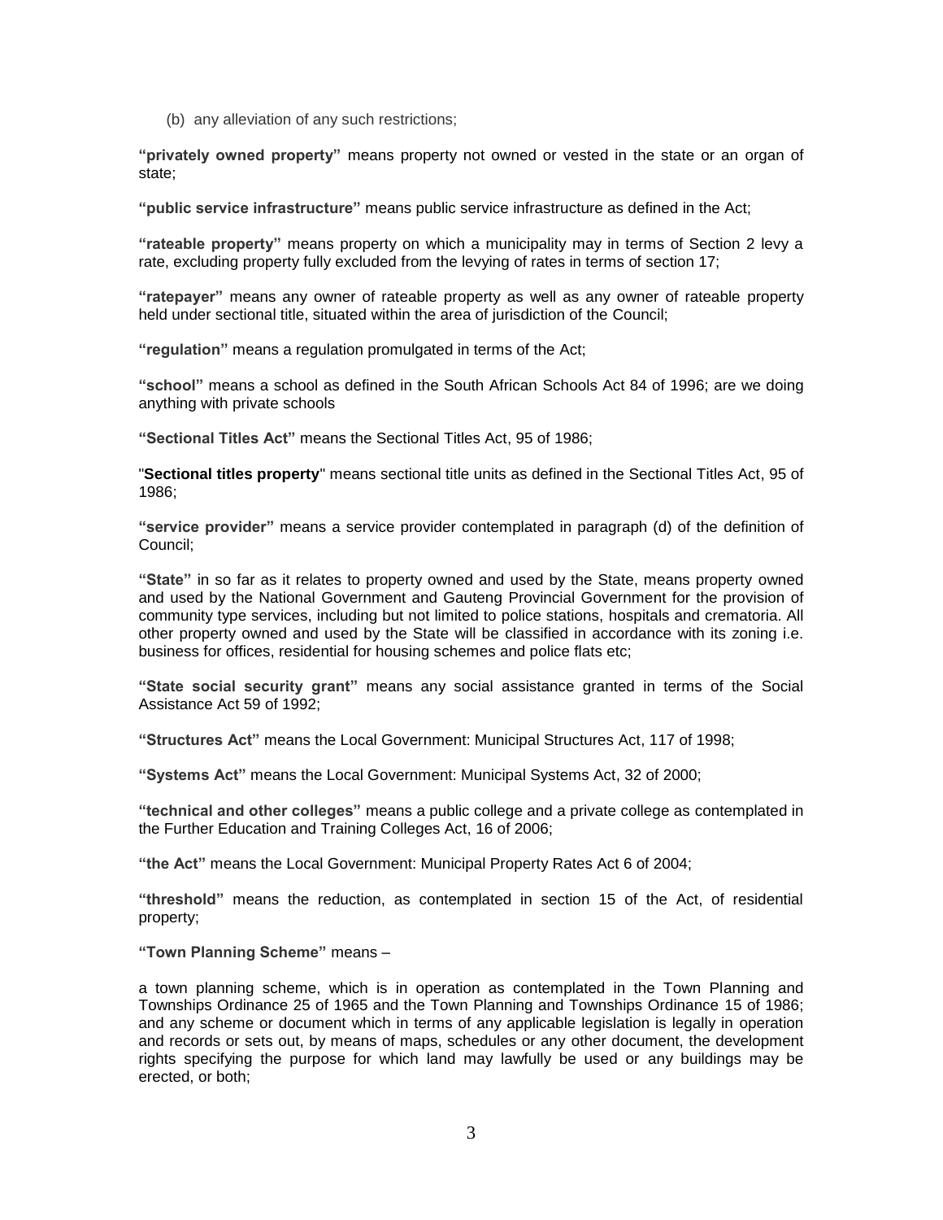(b) any alleviation of any such restrictions;

**"privately owned property"** means property not owned or vested in the state or an organ of state;

**"public service infrastructure"** means public service infrastructure as defined in the Act;

**"rateable property"** means property on which a municipality may in terms of Section 2 levy a rate, excluding property fully excluded from the levying of rates in terms of section 17;

**"ratepayer"** means any owner of rateable property as well as any owner of rateable property held under sectional title, situated within the area of jurisdiction of the Council;

**"regulation"** means a regulation promulgated in terms of the Act;

**"school"** means a school as defined in the South African Schools Act 84 of 1996; are we doing anything with private schools

**"Sectional Titles Act"** means the Sectional Titles Act, 95 of 1986;

"**Sectional titles property**" means sectional title units as defined in the Sectional Titles Act, 95 of 1986;

**"service provider"** means a service provider contemplated in paragraph (d) of the definition of Council;

**"State"** in so far as it relates to property owned and used by the State, means property owned and used by the National Government and Gauteng Provincial Government for the provision of community type services, including but not limited to police stations, hospitals and crematoria. All other property owned and used by the State will be classified in accordance with its zoning i.e. business for offices, residential for housing schemes and police flats etc;

**"State social security grant"** means any social assistance granted in terms of the Social Assistance Act 59 of 1992;

**"Structures Act"** means the Local Government: Municipal Structures Act, 117 of 1998;

**"Systems Act"** means the Local Government: Municipal Systems Act, 32 of 2000;

**"technical and other colleges"** means a public college and a private college as contemplated in the Further Education and Training Colleges Act, 16 of 2006;

**"the Act"** means the Local Government: Municipal Property Rates Act 6 of 2004;

**"threshold"** means the reduction, as contemplated in section 15 of the Act, of residential property;

**"Town Planning Scheme"** means –

a town planning scheme, which is in operation as contemplated in the Town Planning and Townships Ordinance 25 of 1965 and the Town Planning and Townships Ordinance 15 of 1986; and any scheme or document which in terms of any applicable legislation is legally in operation and records or sets out, by means of maps, schedules or any other document, the development rights specifying the purpose for which land may lawfully be used or any buildings may be erected, or both;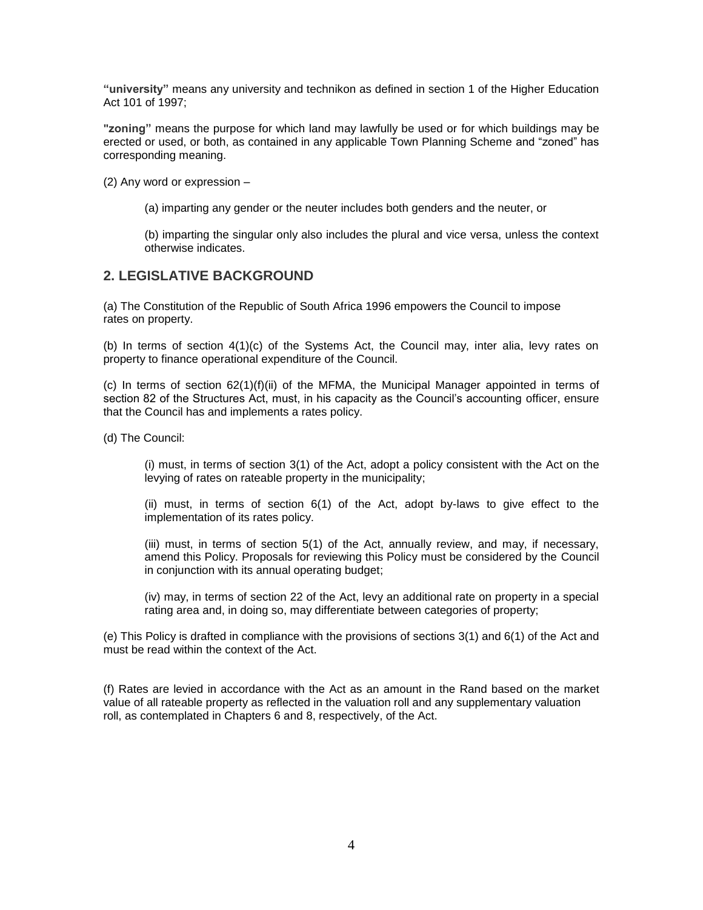**"university"** means any university and technikon as defined in section 1 of the Higher Education Act 101 of 1997;

**"zoning"** means the purpose for which land may lawfully be used or for which buildings may be erected or used, or both, as contained in any applicable Town Planning Scheme and "zoned" has corresponding meaning.

(2) Any word or expression –

(a) imparting any gender or the neuter includes both genders and the neuter, or

(b) imparting the singular only also includes the plural and vice versa, unless the context otherwise indicates.

## 2. LEGISLATIVE BACKGROUND

(a) The Constitution of the Republic of South Africa 1996 empowers the Council to impose rates on property.

(b) In terms of section 4(1)(c) of the Systems Act, the Council may, inter alia, levy rates on property to finance operational expenditure of the Council.

(c) In terms of section 62(1)(f)(ii) of the MFMA, the Municipal Manager appointed in terms of section 82 of the Structures Act, must, in his capacity as the Council's accounting officer, ensure that the Council has and implements a rates policy.

(d) The Council:

(i) must, in terms of section 3(1) of the Act, adopt a policy consistent with the Act on the levying of rates on rateable property in the municipality;

(ii) must, in terms of section 6(1) of the Act, adopt by-laws to give effect to the implementation of its rates policy.

(iii) must, in terms of section 5(1) of the Act, annually review, and may, if necessary, amend this Policy. Proposals for reviewing this Policy must be considered by the Council in conjunction with its annual operating budget;

(iv) may, in terms of section 22 of the Act, levy an additional rate on property in a special rating area and, in doing so, may differentiate between categories of property;

(e) This Policy is drafted in compliance with the provisions of sections 3(1) and 6(1) of the Act and must be read within the context of the Act.

(f) Rates are levied in accordance with the Act as an amount in the Rand based on the market value of all rateable property as reflected in the valuation roll and any supplementary valuation roll, as contemplated in Chapters 6 and 8, respectively, of the Act.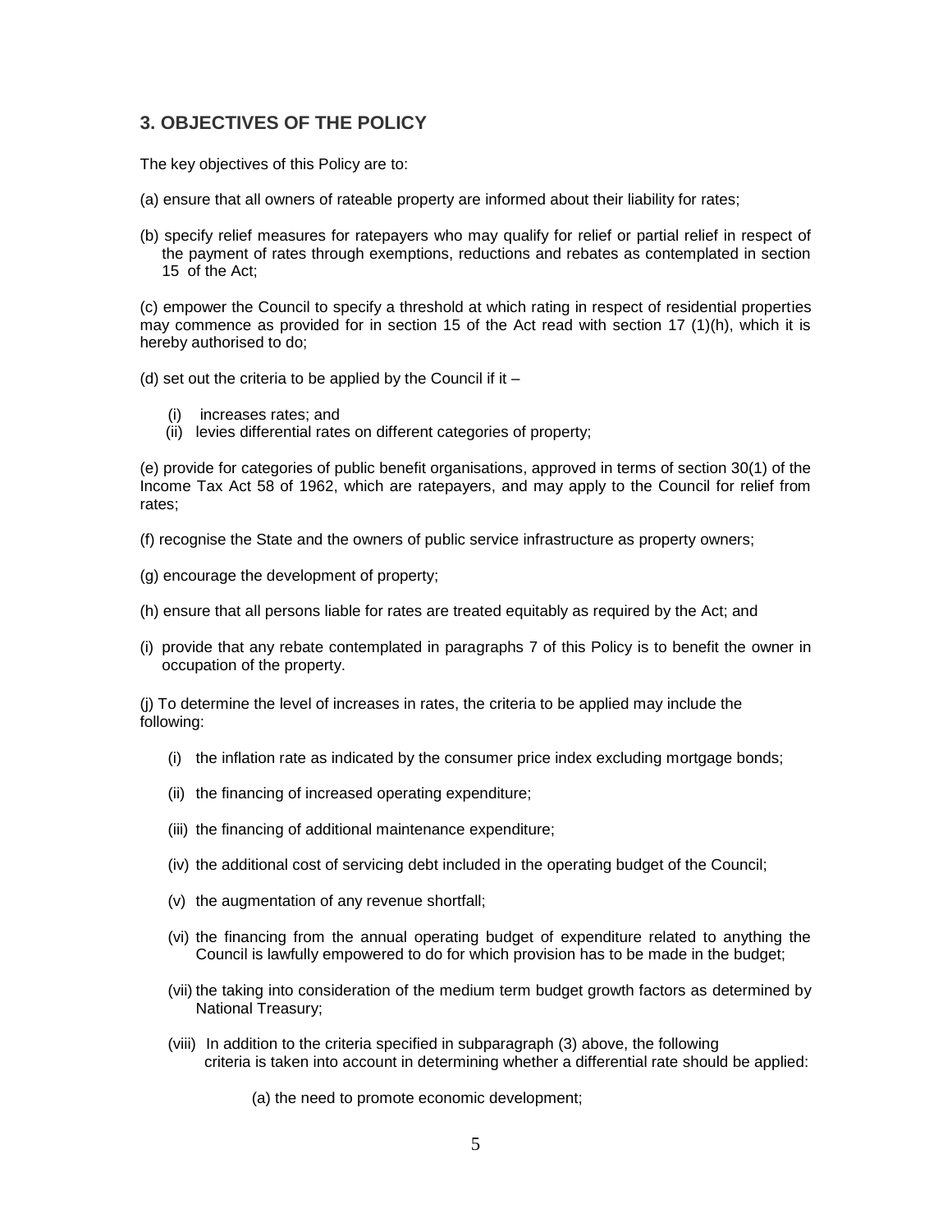## 3. OBJECTIVES OF THE POLICY

The key objectives of this Policy are to:

(a) ensure that all owners of rateable property are informed about their liability for rates;

(b) specify relief measures for ratepayers who may qualify for relief or partial relief in respect of the payment of rates through exemptions, reductions and rebates as contemplated in section 15 of the Act;

(c) empower the Council to specify a threshold at which rating in respect of residential properties may commence as provided for in section 15 of the Act read with section 17 (1)(h), which it is hereby authorised to do;

(d) set out the criteria to be applied by the Council if it –

- (i) increases rates; and
- (ii) levies differential rates on different categories of property;

(e) provide for categories of public benefit organisations, approved in terms of section 30(1) of the Income Tax Act 58 of 1962, which are ratepayers, and may apply to the Council for relief from rates;

(f) recognise the State and the owners of public service infrastructure as property owners;

(g) encourage the development of property;

(h) ensure that all persons liable for rates are treated equitably as required by the Act; and

(i) provide that any rebate contemplated in paragraphs 7 of this Policy is to benefit the owner in occupation of the property.

(j) To determine the level of increases in rates, the criteria to be applied may include the following:

- (i) the inflation rate as indicated by the consumer price index excluding mortgage bonds;
- (ii) the financing of increased operating expenditure;
- (iii) the financing of additional maintenance expenditure;
- (iv) the additional cost of servicing debt included in the operating budget of the Council;
- (v) the augmentation of any revenue shortfall;
- (vi) the financing from the annual operating budget of expenditure related to anything the Council is lawfully empowered to do for which provision has to be made in the budget;
- (vii) the taking into consideration of the medium term budget growth factors as determined by National Treasury;
- (viii) In addition to the criteria specified in subparagraph (3) above, the following criteria is taken into account in determining whether a differential rate should be applied:

  (a) the need to promote economic development;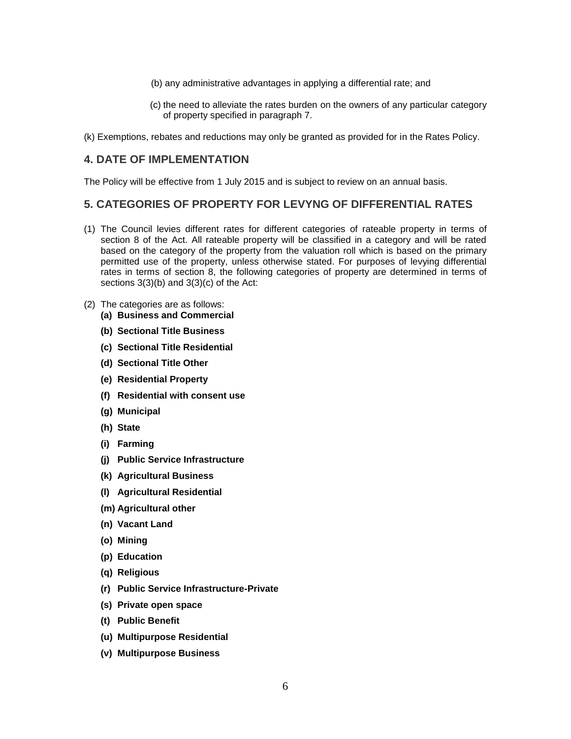(b) any administrative advantages in applying a differential rate; and

(c) the need to alleviate the rates burden on the owners of any particular category of property specified in paragraph 7.

(k) Exemptions, rebates and reductions may only be granted as provided for in the Rates Policy.

## 4. DATE OF IMPLEMENTATION

The Policy will be effective from 1 July 2015 and is subject to review on an annual basis.

## 5. CATEGORIES OF PROPERTY FOR LEVYNG OF DIFFERENTIAL RATES

(1) The Council levies different rates for different categories of rateable property in terms of section 8 of the Act. All rateable property will be classified in a category and will be rated based on the category of the property from the valuation roll which is based on the primary permitted use of the property, unless otherwise stated. For purposes of levying differential rates in terms of section 8, the following categories of property are determined in terms of sections 3(3)(b) and 3(3)(c) of the Act:

(2) The categories are as follows:

- **(a) Business and Commercial**
- **(b) Sectional Title Business**
- **(c) Sectional Title Residential**
- **(d) Sectional Title Other**
- **(e) Residential Property**
- **(f) Residential with consent use**
- **(g) Municipal**
- **(h) State**
- **(i) Farming**
- **(j) Public Service Infrastructure**
- **(k) Agricultural Business**
- **(l) Agricultural Residential**
- **(m) Agricultural other**
- **(n) Vacant Land**
- **(o) Mining**
- **(p) Education**
- **(q) Religious**
- **(r) Public Service Infrastructure-Private**
- **(s) Private open space**
- **(t) Public Benefit**
- **(u) Multipurpose Residential**
- **(v) Multipurpose Business**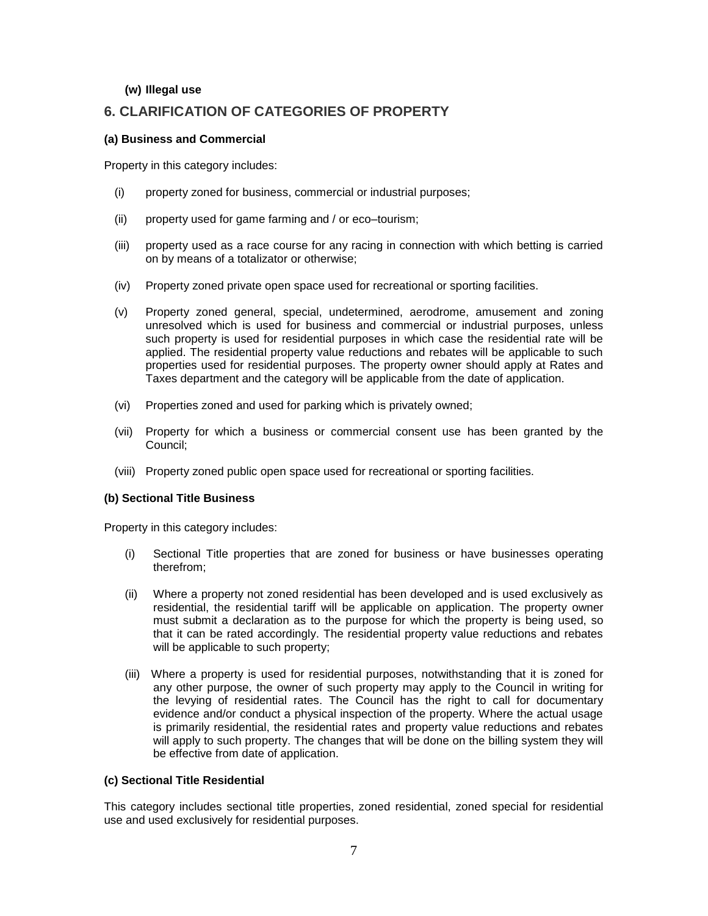**(w) Illegal use**

## 6. CLARIFICATION OF CATEGORIES OF PROPERTY

**(a) Business and Commercial**

Property in this category includes:

(i) property zoned for business, commercial or industrial purposes;

(ii) property used for game farming and / or eco–tourism;

(iii) property used as a race course for any racing in connection with which betting is carried on by means of a totalizator or otherwise;

(iv) Property zoned private open space used for recreational or sporting facilities.

(v) Property zoned general, special, undetermined, aerodrome, amusement and zoning unresolved which is used for business and commercial or industrial purposes, unless such property is used for residential purposes in which case the residential rate will be applied. The residential property value reductions and rebates will be applicable to such properties used for residential purposes. The property owner should apply at Rates and Taxes department and the category will be applicable from the date of application.

(vi) Properties zoned and used for parking which is privately owned;

(vii) Property for which a business or commercial consent use has been granted by the Council;

(viii) Property zoned public open space used for recreational or sporting facilities.

**(b) Sectional Title Business**

Property in this category includes:

(i) Sectional Title properties that are zoned for business or have businesses operating therefrom;

(ii) Where a property not zoned residential has been developed and is used exclusively as residential, the residential tariff will be applicable on application. The property owner must submit a declaration as to the purpose for which the property is being used, so that it can be rated accordingly. The residential property value reductions and rebates will be applicable to such property;

(iii) Where a property is used for residential purposes, notwithstanding that it is zoned for any other purpose, the owner of such property may apply to the Council in writing for the levying of residential rates. The Council has the right to call for documentary evidence and/or conduct a physical inspection of the property. Where the actual usage is primarily residential, the residential rates and property value reductions and rebates will apply to such property. The changes that will be done on the billing system they will be effective from date of application.

**(c) Sectional Title Residential**

This category includes sectional title properties, zoned residential, zoned special for residential use and used exclusively for residential purposes.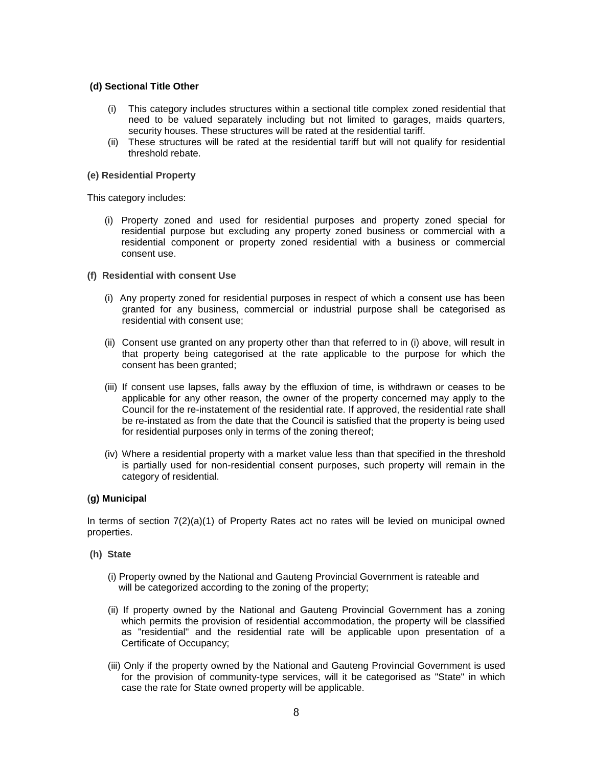**(d) Sectional Title Other**

(i) This category includes structures within a sectional title complex zoned residential that need to be valued separately including but not limited to garages, maids quarters, security houses. These structures will be rated at the residential tariff.

(ii) These structures will be rated at the residential tariff but will not qualify for residential threshold rebate.

**(e) Residential Property**

This category includes:

(i) Property zoned and used for residential purposes and property zoned special for residential purpose but excluding any property zoned business or commercial with a residential component or property zoned residential with a business or commercial consent use.

**(f) Residential with consent Use**

(i) Any property zoned for residential purposes in respect of which a consent use has been granted for any business, commercial or industrial purpose shall be categorised as residential with consent use;

(ii) Consent use granted on any property other than that referred to in (i) above, will result in that property being categorised at the rate applicable to the purpose for which the consent has been granted;

(iii) If consent use lapses, falls away by the effluxion of time, is withdrawn or ceases to be applicable for any other reason, the owner of the property concerned may apply to the Council for the re-instatement of the residential rate. If approved, the residential rate shall be re-instated as from the date that the Council is satisfied that the property is being used for residential purposes only in terms of the zoning thereof;

(iv) Where a residential property with a market value less than that specified in the threshold is partially used for non-residential consent purposes, such property will remain in the category of residential.

**(g) Municipal**

In terms of section 7(2)(a)(1) of Property Rates act no rates will be levied on municipal owned properties.

**(h) State**

(i) Property owned by the National and Gauteng Provincial Government is rateable and will be categorized according to the zoning of the property;

(ii) If property owned by the National and Gauteng Provincial Government has a zoning which permits the provision of residential accommodation, the property will be classified as "residential" and the residential rate will be applicable upon presentation of a Certificate of Occupancy;

(iii) Only if the property owned by the National and Gauteng Provincial Government is used for the provision of community-type services, will it be categorised as "State" in which case the rate for State owned property will be applicable.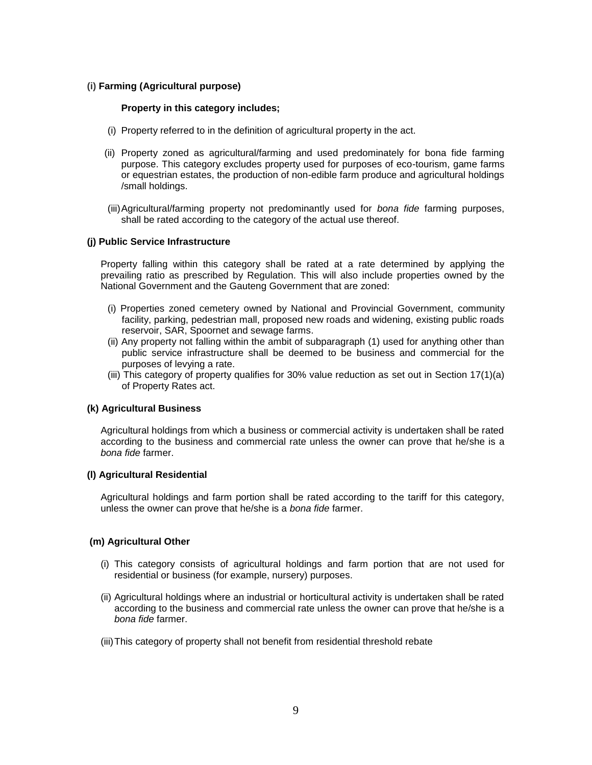**(i) Farming (Agricultural purpose)**

**Property in this category includes;**

(i) Property referred to in the definition of agricultural property in the act.

(ii) Property zoned as agricultural/farming and used predominately for bona fide farming purpose. This category excludes property used for purposes of eco-tourism, game farms or equestrian estates, the production of non-edible farm produce and agricultural holdings /small holdings.

(iii) Agricultural/farming property not predominantly used for *bona fide* farming purposes, shall be rated according to the category of the actual use thereof.

**(j) Public Service Infrastructure**

Property falling within this category shall be rated at a rate determined by applying the prevailing ratio as prescribed by Regulation. This will also include properties owned by the National Government and the Gauteng Government that are zoned:

(i) Properties zoned cemetery owned by National and Provincial Government, community facility, parking, pedestrian mall, proposed new roads and widening, existing public roads reservoir, SAR, Spoornet and sewage farms.
(ii) Any property not falling within the ambit of subparagraph (1) used for anything other than public service infrastructure shall be deemed to be business and commercial for the purposes of levying a rate.
(iii) This category of property qualifies for 30% value reduction as set out in Section 17(1)(a) of Property Rates act.

**(k) Agricultural Business**

Agricultural holdings from which a business or commercial activity is undertaken shall be rated according to the business and commercial rate unless the owner can prove that he/she is a *bona fide* farmer.

**(l) Agricultural Residential**

Agricultural holdings and farm portion shall be rated according to the tariff for this category, unless the owner can prove that he/she is a *bona fide* farmer.

**(m) Agricultural Other**

(i) This category consists of agricultural holdings and farm portion that are not used for residential or business (for example, nursery) purposes.

(ii) Agricultural holdings where an industrial or horticultural activity is undertaken shall be rated according to the business and commercial rate unless the owner can prove that he/she is a *bona fide* farmer.

(iii) This category of property shall not benefit from residential threshold rebate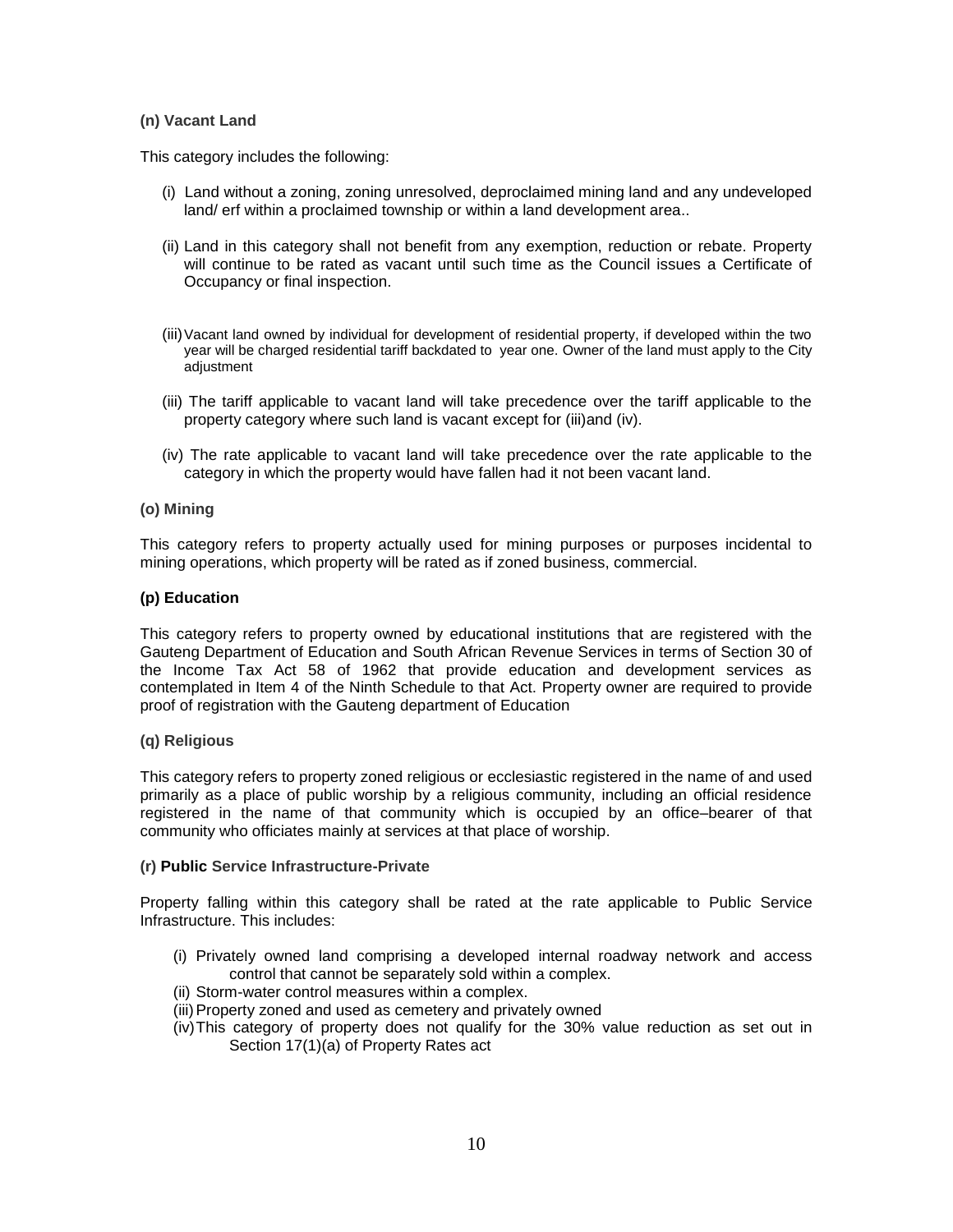**(n) Vacant Land**

This category includes the following:

(i) Land without a zoning, zoning unresolved, deproclaimed mining land and any undeveloped land/ erf within a proclaimed township or within a land development area..

(ii) Land in this category shall not benefit from any exemption, reduction or rebate. Property will continue to be rated as vacant until such time as the Council issues a Certificate of Occupancy or final inspection.

(iii) Vacant land owned by individual for development of residential property, if developed within the two year will be charged residential tariff backdated to year one. Owner of the land must apply to the City adjustment

(iii) The tariff applicable to vacant land will take precedence over the tariff applicable to the property category where such land is vacant except for (iii)and (iv).

(iv) The rate applicable to vacant land will take precedence over the rate applicable to the category in which the property would have fallen had it not been vacant land.

**(o) Mining**

This category refers to property actually used for mining purposes or purposes incidental to mining operations, which property will be rated as if zoned business, commercial.

**(p) Education**

This category refers to property owned by educational institutions that are registered with the Gauteng Department of Education and South African Revenue Services in terms of Section 30 of the Income Tax Act 58 of 1962 that provide education and development services as contemplated in Item 4 of the Ninth Schedule to that Act. Property owner are required to provide proof of registration with the Gauteng department of Education

**(q) Religious**

This category refers to property zoned religious or ecclesiastic registered in the name of and used primarily as a place of public worship by a religious community, including an official residence registered in the name of that community which is occupied by an office–bearer of that community who officiates mainly at services at that place of worship.

**(r) Public Service Infrastructure-Private**

Property falling within this category shall be rated at the rate applicable to Public Service Infrastructure. This includes:

(i) Privately owned land comprising a developed internal roadway network and access control that cannot be separately sold within a complex.
(ii) Storm-water control measures within a complex.
(iii) Property zoned and used as cemetery and privately owned
(iv) This category of property does not qualify for the 30% value reduction as set out in Section 17(1)(a) of Property Rates act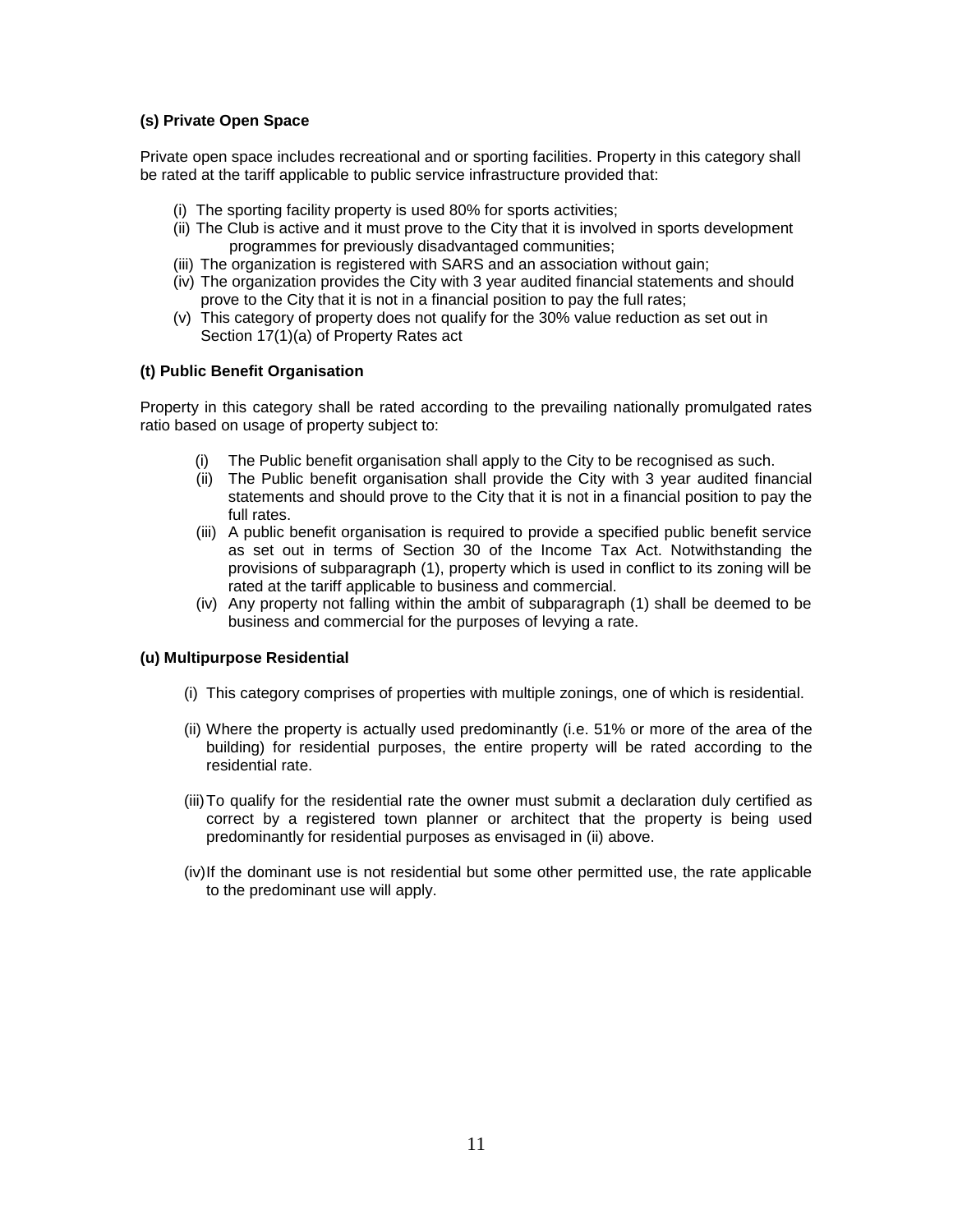**(s) Private Open Space**

Private open space includes recreational and or sporting facilities. Property in this category shall be rated at the tariff applicable to public service infrastructure provided that:

(i) The sporting facility property is used 80% for sports activities;
(ii) The Club is active and it must prove to the City that it is involved in sports development programmes for previously disadvantaged communities;
(iii) The organization is registered with SARS and an association without gain;
(iv) The organization provides the City with 3 year audited financial statements and should prove to the City that it is not in a financial position to pay the full rates;
(v) This category of property does not qualify for the 30% value reduction as set out in Section 17(1)(a) of Property Rates act

**(t) Public Benefit Organisation**

Property in this category shall be rated according to the prevailing nationally promulgated rates ratio based on usage of property subject to:

(i) The Public benefit organisation shall apply to the City to be recognised as such.
(ii) The Public benefit organisation shall provide the City with 3 year audited financial statements and should prove to the City that it is not in a financial position to pay the full rates.
(iii) A public benefit organisation is required to provide a specified public benefit service as set out in terms of Section 30 of the Income Tax Act. Notwithstanding the provisions of subparagraph (1), property which is used in conflict to its zoning will be rated at the tariff applicable to business and commercial.
(iv) Any property not falling within the ambit of subparagraph (1) shall be deemed to be business and commercial for the purposes of levying a rate.

**(u) Multipurpose Residential**

(i) This category comprises of properties with multiple zonings, one of which is residential.

(ii) Where the property is actually used predominantly (i.e. 51% or more of the area of the building) for residential purposes, the entire property will be rated according to the residential rate.

(iii) To qualify for the residential rate the owner must submit a declaration duly certified as correct by a registered town planner or architect that the property is being used predominantly for residential purposes as envisaged in (ii) above.

(iv) If the dominant use is not residential but some other permitted use, the rate applicable to the predominant use will apply.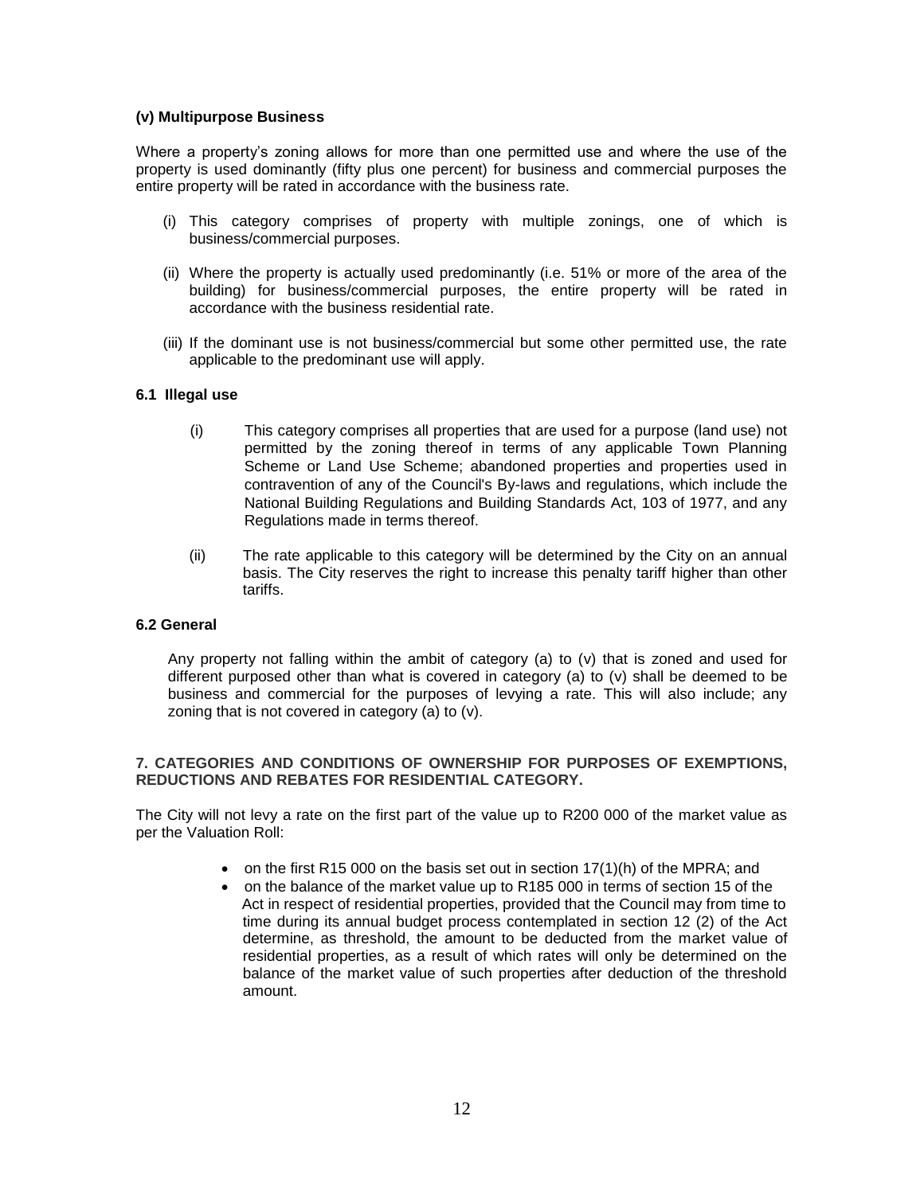**(v) Multipurpose Business**

Where a property's zoning allows for more than one permitted use and where the use of the property is used dominantly (fifty plus one percent) for business and commercial purposes the entire property will be rated in accordance with the business rate.

(i) This category comprises of property with multiple zonings, one of which is business/commercial purposes.

(ii) Where the property is actually used predominantly (i.e. 51% or more of the area of the building) for business/commercial purposes, the entire property will be rated in accordance with the business residential rate.

(iii) If the dominant use is not business/commercial but some other permitted use, the rate applicable to the predominant use will apply.

**6.1 Illegal use**

(i) This category comprises all properties that are used for a purpose (land use) not permitted by the zoning thereof in terms of any applicable Town Planning Scheme or Land Use Scheme; abandoned properties and properties used in contravention of any of the Council's By-laws and regulations, which include the National Building Regulations and Building Standards Act, 103 of 1977, and any Regulations made in terms thereof.

(ii) The rate applicable to this category will be determined by the City on an annual basis. The City reserves the right to increase this penalty tariff higher than other tariffs.

**6.2 General**

Any property not falling within the ambit of category (a) to (v) that is zoned and used for different purposed other than what is covered in category (a) to (v) shall be deemed to be business and commercial for the purposes of levying a rate. This will also include; any zoning that is not covered in category (a) to (v).

**7. CATEGORIES AND CONDITIONS OF OWNERSHIP FOR PURPOSES OF EXEMPTIONS, REDUCTIONS AND REBATES FOR RESIDENTIAL CATEGORY.**

The City will not levy a rate on the first part of the value up to R200 000 of the market value as per the Valuation Roll:

- on the first R15 000 on the basis set out in section 17(1)(h) of the MPRA; and
- on the balance of the market value up to R185 000 in terms of section 15 of the Act in respect of residential properties, provided that the Council may from time to time during its annual budget process contemplated in section 12 (2) of the Act determine, as threshold, the amount to be deducted from the market value of residential properties, as a result of which rates will only be determined on the balance of the market value of such properties after deduction of the threshold amount.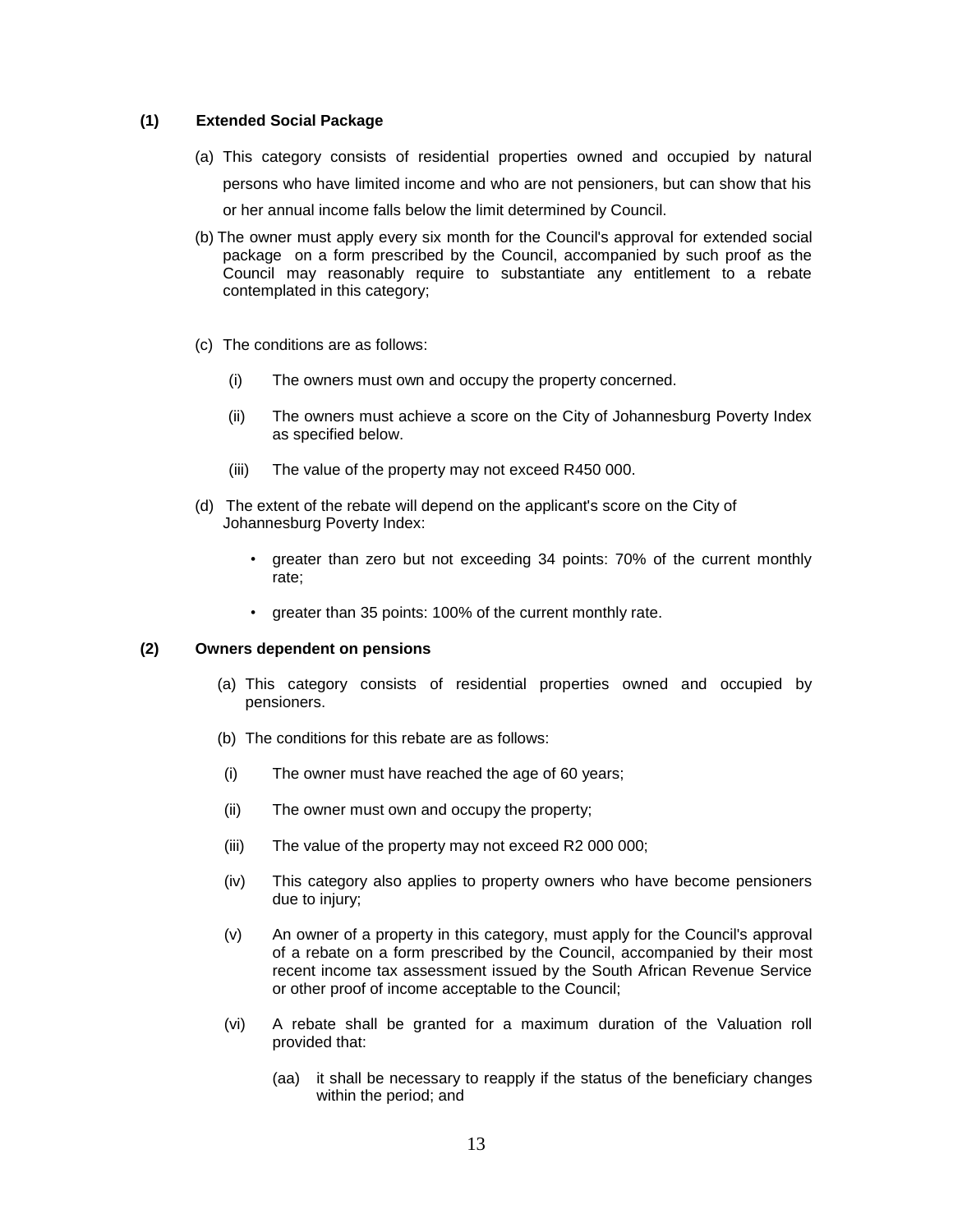**(1) Extended Social Package**

(a) This category consists of residential properties owned and occupied by natural persons who have limited income and who are not pensioners, but can show that his or her annual income falls below the limit determined by Council.

(b) The owner must apply every six month for the Council's approval for extended social package on a form prescribed by the Council, accompanied by such proof as the Council may reasonably require to substantiate any entitlement to a rebate contemplated in this category;

(c) The conditions are as follows:

- (i) The owners must own and occupy the property concerned.
- (ii) The owners must achieve a score on the City of Johannesburg Poverty Index as specified below.
- (iii) The value of the property may not exceed R450 000.

(d) The extent of the rebate will depend on the applicant's score on the City of Johannesburg Poverty Index:

- greater than zero but not exceeding 34 points: 70% of the current monthly rate;
- greater than 35 points: 100% of the current monthly rate.

**(2) Owners dependent on pensions**

(a) This category consists of residential properties owned and occupied by pensioners.

(b) The conditions for this rebate are as follows:

- (i) The owner must have reached the age of 60 years;
- (ii) The owner must own and occupy the property;
- (iii) The value of the property may not exceed R2 000 000;
- (iv) This category also applies to property owners who have become pensioners due to injury;
- (v) An owner of a property in this category, must apply for the Council's approval of a rebate on a form prescribed by the Council, accompanied by their most recent income tax assessment issued by the South African Revenue Service or other proof of income acceptable to the Council;
- (vi) A rebate shall be granted for a maximum duration of the Valuation roll provided that:
  - (aa) it shall be necessary to reapply if the status of the beneficiary changes within the period; and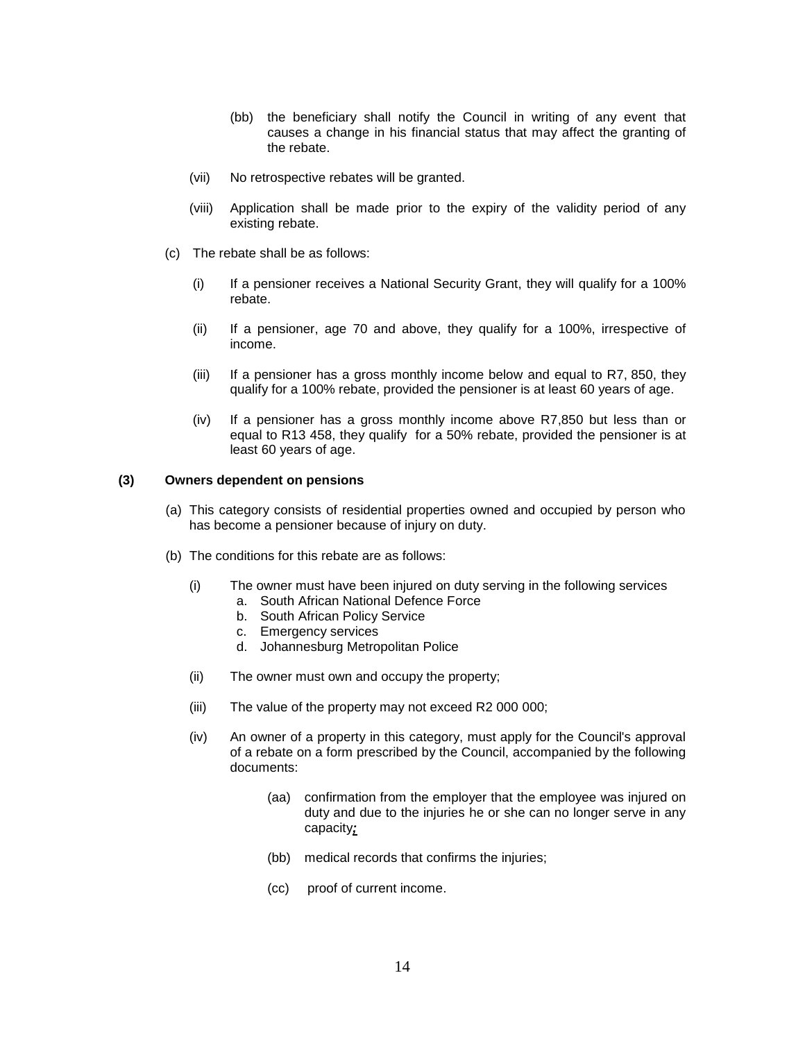(bb) the beneficiary shall notify the Council in writing of any event that causes a change in his financial status that may affect the granting of the rebate.

(vii) No retrospective rebates will be granted.

(viii) Application shall be made prior to the expiry of the validity period of any existing rebate.

(c) The rebate shall be as follows:

(i) If a pensioner receives a National Security Grant, they will qualify for a 100% rebate.

(ii) If a pensioner, age 70 and above, they qualify for a 100%, irrespective of income.

(iii) If a pensioner has a gross monthly income below and equal to R7, 850, they qualify for a 100% rebate, provided the pensioner is at least 60 years of age.

(iv) If a pensioner has a gross monthly income above R7,850 but less than or equal to R13 458, they qualify for a 50% rebate, provided the pensioner is at least 60 years of age.

**(3) Owners dependent on pensions**

(a) This category consists of residential properties owned and occupied by person who has become a pensioner because of injury on duty.

(b) The conditions for this rebate are as follows:

(i) The owner must have been injured on duty serving in the following services
   a. South African National Defence Force
   b. South African Policy Service
   c. Emergency services
   d. Johannesburg Metropolitan Police

(ii) The owner must own and occupy the property;

(iii) The value of the property may not exceed R2 000 000;

(iv) An owner of a property in this category, must apply for the Council's approval of a rebate on a form prescribed by the Council, accompanied by the following documents:

(aa) confirmation from the employer that the employee was injured on duty and due to the injuries he or she can no longer serve in any capacity;

(bb) medical records that confirms the injuries;

(cc) proof of current income.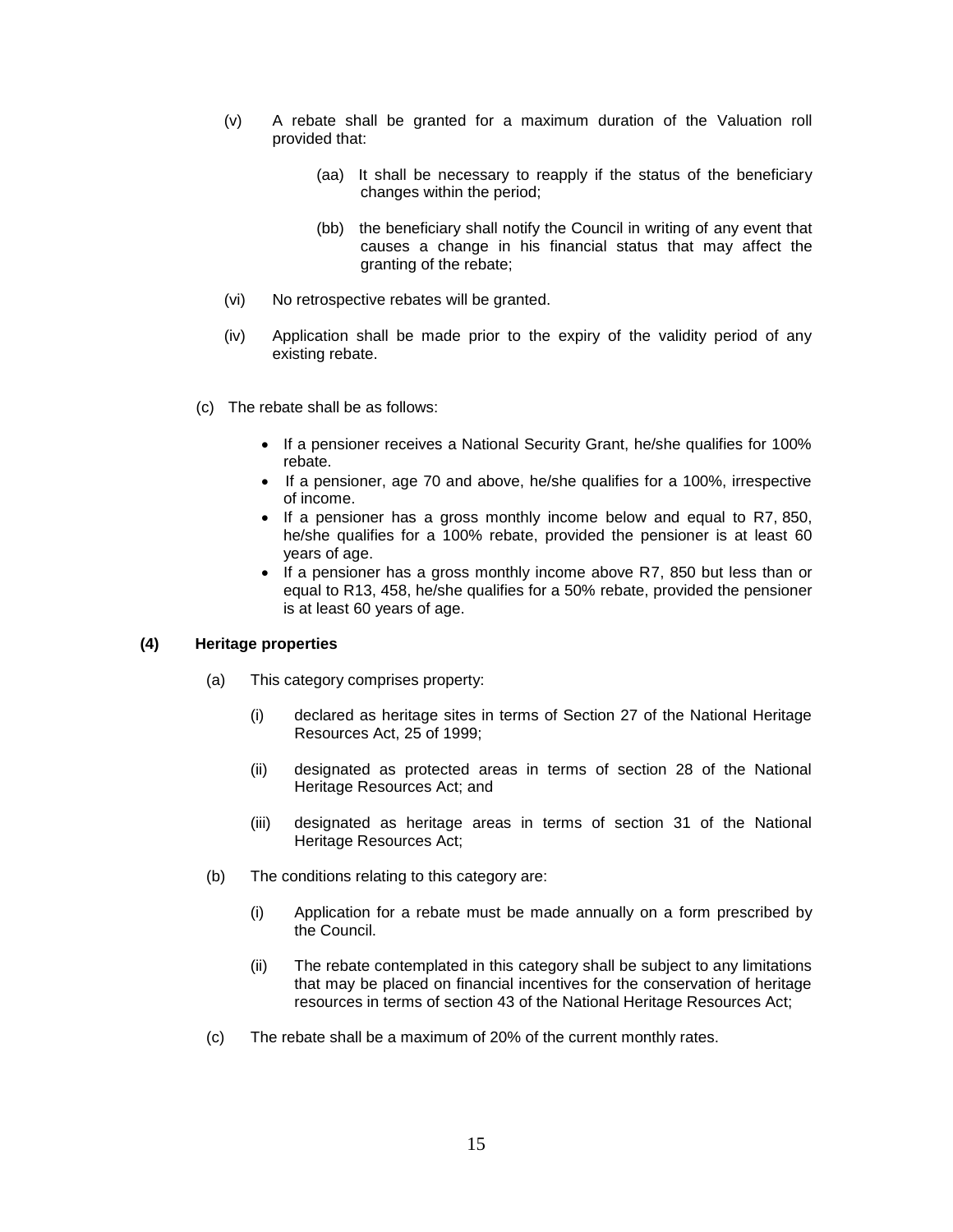(v) A rebate shall be granted for a maximum duration of the Valuation roll provided that:

(aa) It shall be necessary to reapply if the status of the beneficiary changes within the period;

(bb) the beneficiary shall notify the Council in writing of any event that causes a change in his financial status that may affect the granting of the rebate;

(vi) No retrospective rebates will be granted.

(iv) Application shall be made prior to the expiry of the validity period of any existing rebate.

(c) The rebate shall be as follows:

- If a pensioner receives a National Security Grant, he/she qualifies for 100% rebate.
- If a pensioner, age 70 and above, he/she qualifies for a 100%, irrespective of income.
- If a pensioner has a gross monthly income below and equal to R7, 850, he/she qualifies for a 100% rebate, provided the pensioner is at least 60 years of age.
- If a pensioner has a gross monthly income above R7, 850 but less than or equal to R13, 458, he/she qualifies for a 50% rebate, provided the pensioner is at least 60 years of age.

**(4) Heritage properties**

(a) This category comprises property:

(i) declared as heritage sites in terms of Section 27 of the National Heritage Resources Act, 25 of 1999;

(ii) designated as protected areas in terms of section 28 of the National Heritage Resources Act; and

(iii) designated as heritage areas in terms of section 31 of the National Heritage Resources Act;

(b) The conditions relating to this category are:

(i) Application for a rebate must be made annually on a form prescribed by the Council.

(ii) The rebate contemplated in this category shall be subject to any limitations that may be placed on financial incentives for the conservation of heritage resources in terms of section 43 of the National Heritage Resources Act;

(c) The rebate shall be a maximum of 20% of the current monthly rates.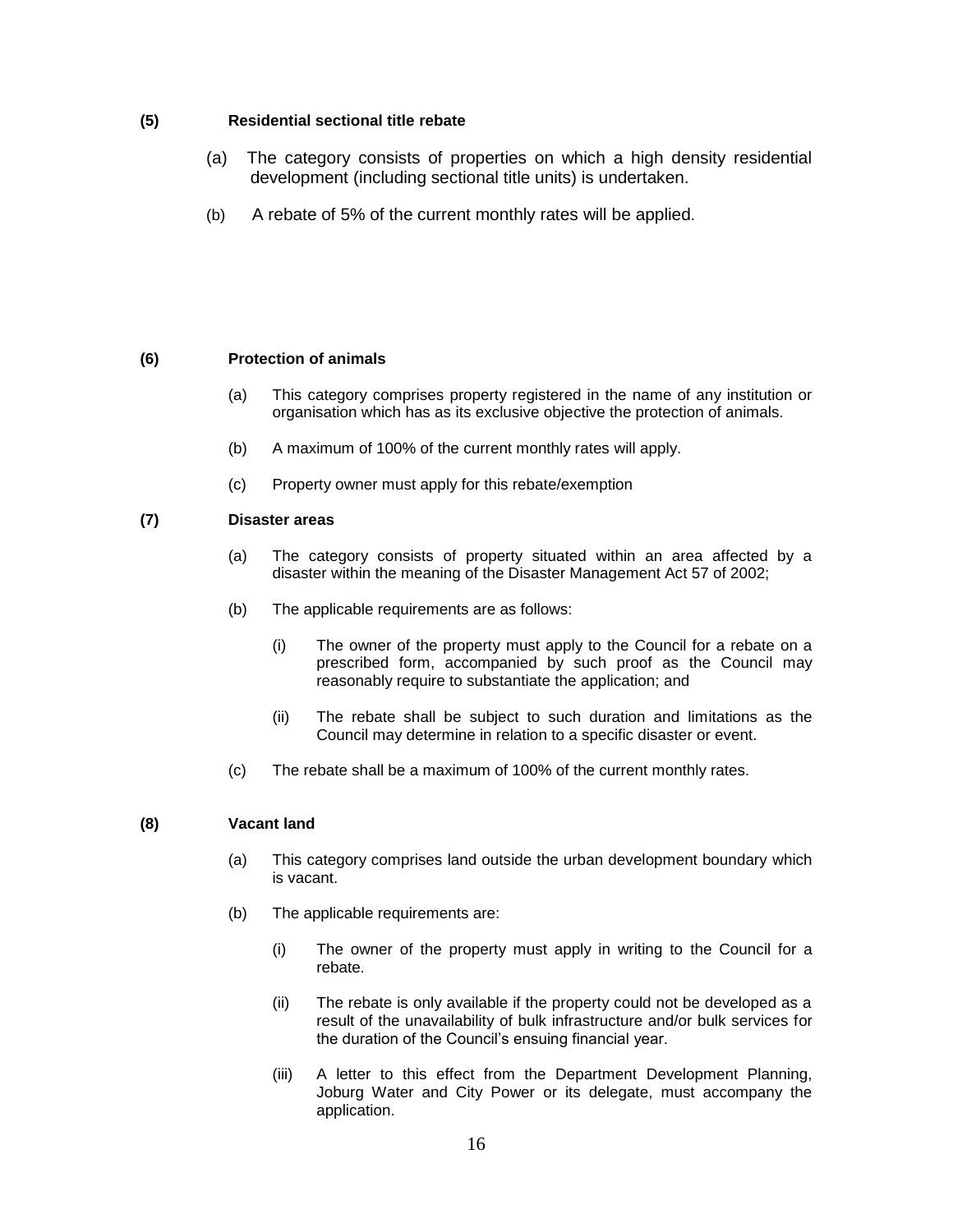**(5) Residential sectional title rebate**

(a) The category consists of properties on which a high density residential development (including sectional title units) is undertaken.

(b) A rebate of 5% of the current monthly rates will be applied.

**(6) Protection of animals**

(a) This category comprises property registered in the name of any institution or organisation which has as its exclusive objective the protection of animals.

(b) A maximum of 100% of the current monthly rates will apply.

(c) Property owner must apply for this rebate/exemption

**(7) Disaster areas**

(a) The category consists of property situated within an area affected by a disaster within the meaning of the Disaster Management Act 57 of 2002;

(b) The applicable requirements are as follows:

(i) The owner of the property must apply to the Council for a rebate on a prescribed form, accompanied by such proof as the Council may reasonably require to substantiate the application; and

(ii) The rebate shall be subject to such duration and limitations as the Council may determine in relation to a specific disaster or event.

(c) The rebate shall be a maximum of 100% of the current monthly rates.

**(8) Vacant land**

(a) This category comprises land outside the urban development boundary which is vacant.

(b) The applicable requirements are:

(i) The owner of the property must apply in writing to the Council for a rebate.

(ii) The rebate is only available if the property could not be developed as a result of the unavailability of bulk infrastructure and/or bulk services for the duration of the Council's ensuing financial year.

(iii) A letter to this effect from the Department Development Planning, Joburg Water and City Power or its delegate, must accompany the application.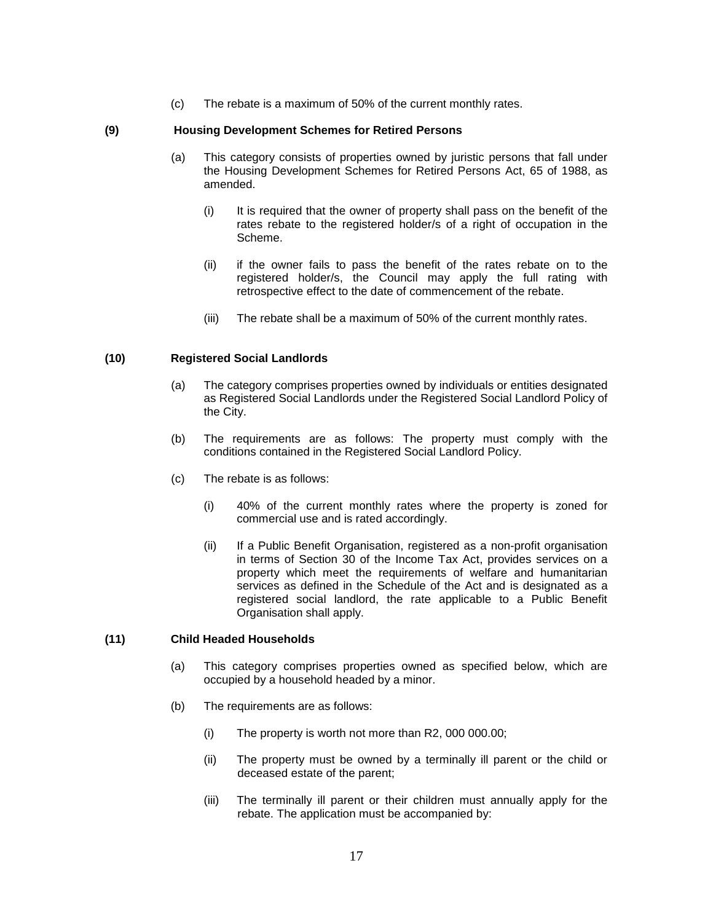(c) The rebate is a maximum of 50% of the current monthly rates.

**(9) Housing Development Schemes for Retired Persons**

(a) This category consists of properties owned by juristic persons that fall under the Housing Development Schemes for Retired Persons Act, 65 of 1988, as amended.

(i) It is required that the owner of property shall pass on the benefit of the rates rebate to the registered holder/s of a right of occupation in the Scheme.

(ii) if the owner fails to pass the benefit of the rates rebate on to the registered holder/s, the Council may apply the full rating with retrospective effect to the date of commencement of the rebate.

(iii) The rebate shall be a maximum of 50% of the current monthly rates.

**(10) Registered Social Landlords**

(a) The category comprises properties owned by individuals or entities designated as Registered Social Landlords under the Registered Social Landlord Policy of the City.

(b) The requirements are as follows: The property must comply with the conditions contained in the Registered Social Landlord Policy.

(c) The rebate is as follows:

(i) 40% of the current monthly rates where the property is zoned for commercial use and is rated accordingly.

(ii) If a Public Benefit Organisation, registered as a non-profit organisation in terms of Section 30 of the Income Tax Act, provides services on a property which meet the requirements of welfare and humanitarian services as defined in the Schedule of the Act and is designated as a registered social landlord, the rate applicable to a Public Benefit Organisation shall apply.

**(11) Child Headed Households**

(a) This category comprises properties owned as specified below, which are occupied by a household headed by a minor.

(b) The requirements are as follows:

(i) The property is worth not more than R2, 000 000.00;

(ii) The property must be owned by a terminally ill parent or the child or deceased estate of the parent;

(iii) The terminally ill parent or their children must annually apply for the rebate. The application must be accompanied by: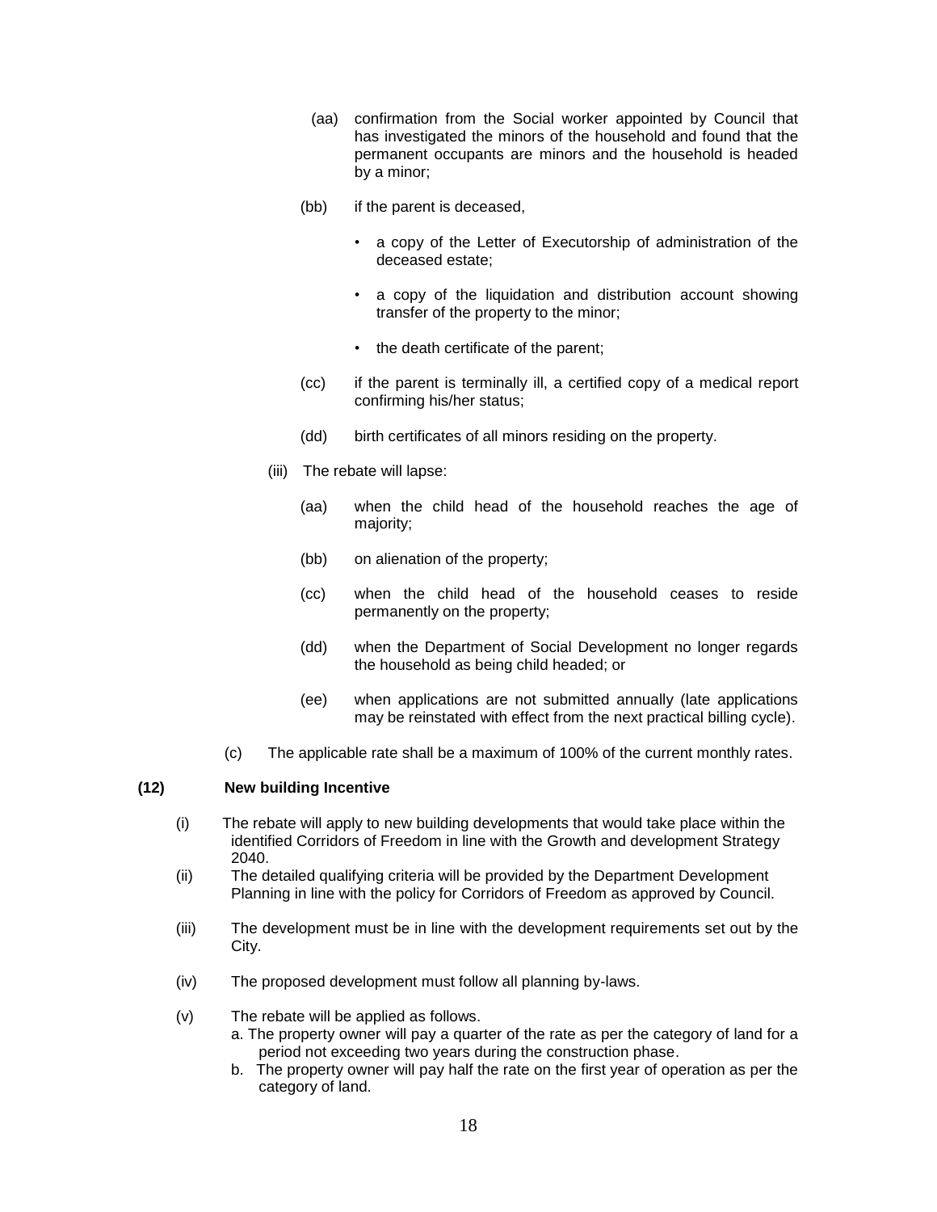(aa) confirmation from the Social worker appointed by Council that has investigated the minors of the household and found that the permanent occupants are minors and the household is headed by a minor;

(bb) if the parent is deceased,

- a copy of the Letter of Executorship of administration of the deceased estate;
- a copy of the liquidation and distribution account showing transfer of the property to the minor;
- the death certificate of the parent;

(cc) if the parent is terminally ill, a certified copy of a medical report confirming his/her status;

(dd) birth certificates of all minors residing on the property.

(iii) The rebate will lapse:

(aa) when the child head of the household reaches the age of majority;

(bb) on alienation of the property;

(cc) when the child head of the household ceases to reside permanently on the property;

(dd) when the Department of Social Development no longer regards the household as being child headed; or

(ee) when applications are not submitted annually (late applications may be reinstated with effect from the next practical billing cycle).

(c) The applicable rate shall be a maximum of 100% of the current monthly rates.

**(12) New building Incentive**

(i) The rebate will apply to new building developments that would take place within the identified Corridors of Freedom in line with the Growth and development Strategy 2040.

(ii) The detailed qualifying criteria will be provided by the Department Development Planning in line with the policy for Corridors of Freedom as approved by Council.

(iii) The development must be in line with the development requirements set out by the City.

(iv) The proposed development must follow all planning by-laws.

(v) The rebate will be applied as follows.

a. The property owner will pay a quarter of the rate as per the category of land for a period not exceeding two years during the construction phase.

b. The property owner will pay half the rate on the first year of operation as per the category of land.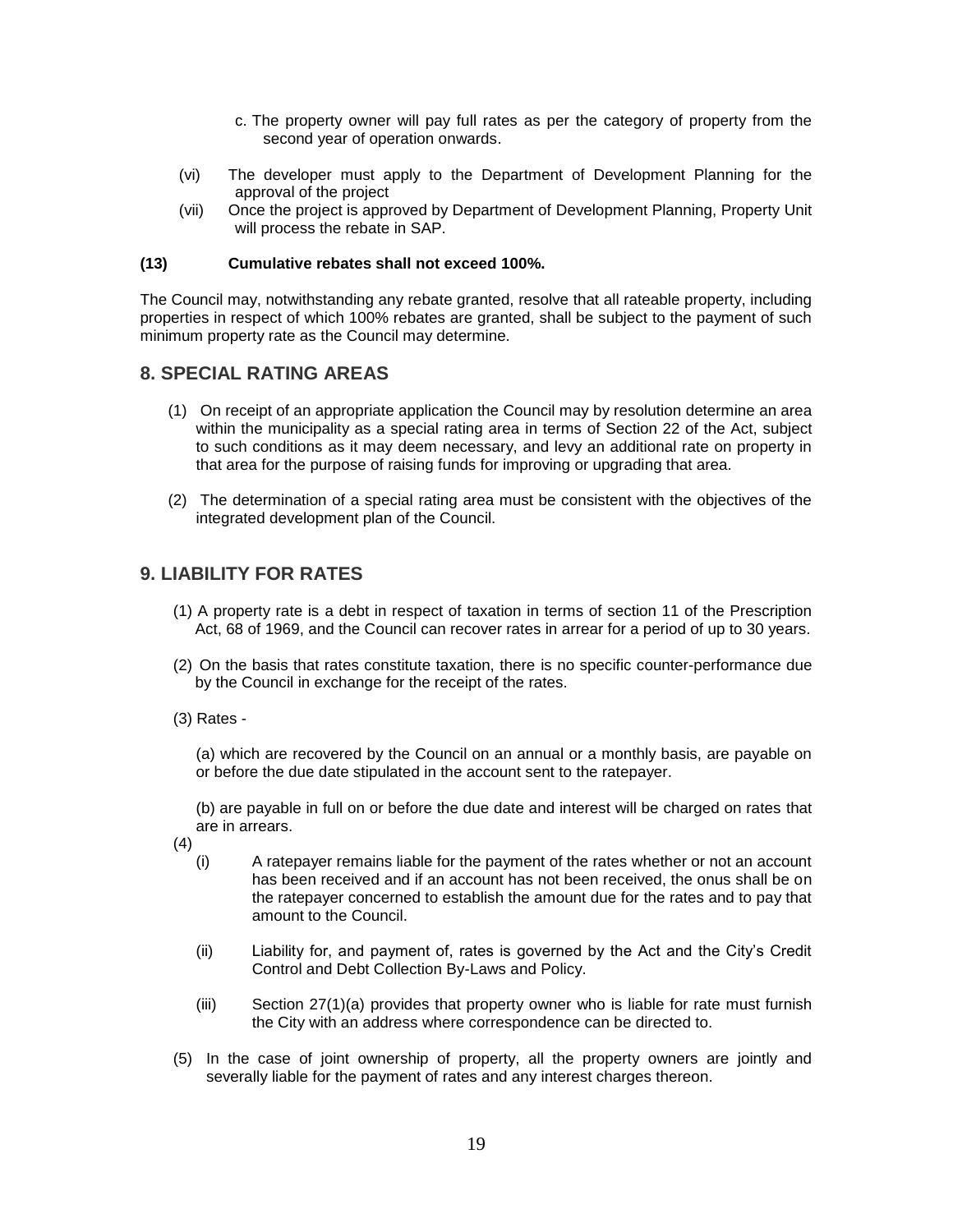c. The property owner will pay full rates as per the category of property from the second year of operation onwards.

(vi) The developer must apply to the Department of Development Planning for the approval of the project

(vii) Once the project is approved by Department of Development Planning, Property Unit will process the rebate in SAP.

**(13) Cumulative rebates shall not exceed 100%.**

The Council may, notwithstanding any rebate granted, resolve that all rateable property, including properties in respect of which 100% rebates are granted, shall be subject to the payment of such minimum property rate as the Council may determine.

## 8. SPECIAL RATING AREAS

(1) On receipt of an appropriate application the Council may by resolution determine an area within the municipality as a special rating area in terms of Section 22 of the Act, subject to such conditions as it may deem necessary, and levy an additional rate on property in that area for the purpose of raising funds for improving or upgrading that area.

(2) The determination of a special rating area must be consistent with the objectives of the integrated development plan of the Council.

## 9. LIABILITY FOR RATES

(1) A property rate is a debt in respect of taxation in terms of section 11 of the Prescription Act, 68 of 1969, and the Council can recover rates in arrear for a period of up to 30 years.

(2) On the basis that rates constitute taxation, there is no specific counter-performance due by the Council in exchange for the receipt of the rates.

(3) Rates -

(a) which are recovered by the Council on an annual or a monthly basis, are payable on or before the due date stipulated in the account sent to the ratepayer.

(b) are payable in full on or before the due date and interest will be charged on rates that are in arrears.

(4)

(i) A ratepayer remains liable for the payment of the rates whether or not an account has been received and if an account has not been received, the onus shall be on the ratepayer concerned to establish the amount due for the rates and to pay that amount to the Council.

(ii) Liability for, and payment of, rates is governed by the Act and the City's Credit Control and Debt Collection By-Laws and Policy.

(iii) Section 27(1)(a) provides that property owner who is liable for rate must furnish the City with an address where correspondence can be directed to.

(5) In the case of joint ownership of property, all the property owners are jointly and severally liable for the payment of rates and any interest charges thereon.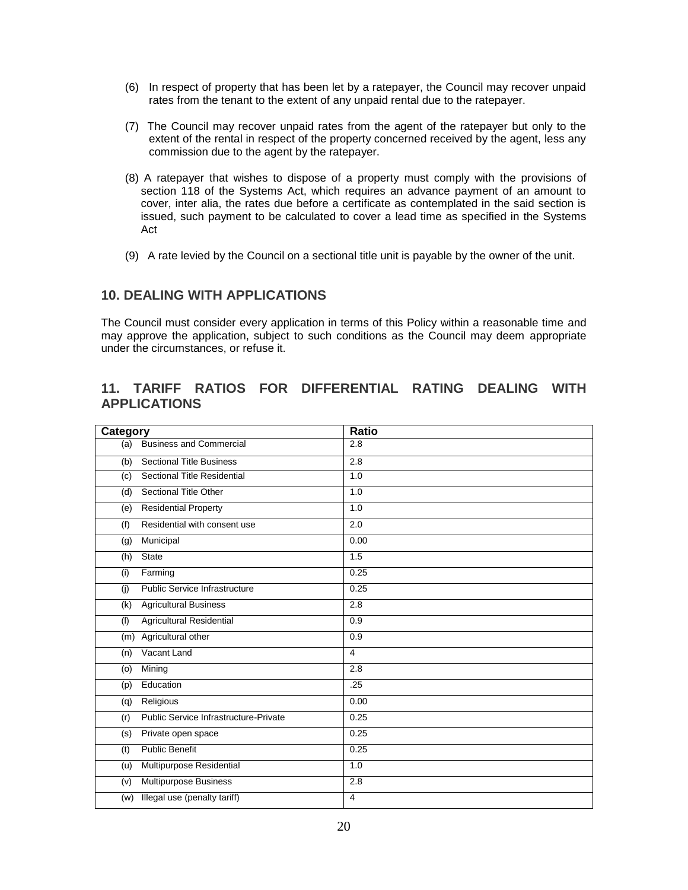(6) In respect of property that has been let by a ratepayer, the Council may recover unpaid rates from the tenant to the extent of any unpaid rental due to the ratepayer.

(7) The Council may recover unpaid rates from the agent of the ratepayer but only to the extent of the rental in respect of the property concerned received by the agent, less any commission due to the agent by the ratepayer.

(8) A ratepayer that wishes to dispose of a property must comply with the provisions of section 118 of the Systems Act, which requires an advance payment of an amount to cover, inter alia, the rates due before a certificate as contemplated in the said section is issued, such payment to be calculated to cover a lead time as specified in the Systems Act

(9) A rate levied by the Council on a sectional title unit is payable by the owner of the unit.

## 10. DEALING WITH APPLICATIONS

The Council must consider every application in terms of this Policy within a reasonable time and may approve the application, subject to such conditions as the Council may deem appropriate under the circumstances, or refuse it.

## 11. TARIFF RATIOS FOR DIFFERENTIAL RATING DEALING WITH APPLICATIONS

| Category | Ratio |
|---|---|
| (a) Business and Commercial | 2.8 |
| (b) Sectional Title Business | 2.8 |
| (c) Sectional Title Residential | 1.0 |
| (d) Sectional Title Other | 1.0 |
| (e) Residential Property | 1.0 |
| (f) Residential with consent use | 2.0 |
| (g) Municipal | 0.00 |
| (h) State | 1.5 |
| (i) Farming | 0.25 |
| (j) Public Service Infrastructure | 0.25 |
| (k) Agricultural Business | 2.8 |
| (l) Agricultural Residential | 0.9 |
| (m) Agricultural other | 0.9 |
| (n) Vacant Land | 4 |
| (o) Mining | 2.8 |
| (p) Education | .25 |
| (q) Religious | 0.00 |
| (r) Public Service Infrastructure-Private | 0.25 |
| (s) Private open space | 0.25 |
| (t) Public Benefit | 0.25 |
| (u) Multipurpose Residential | 1.0 |
| (v) Multipurpose Business | 2.8 |
| (w) Illegal use (penalty tariff) | 4 |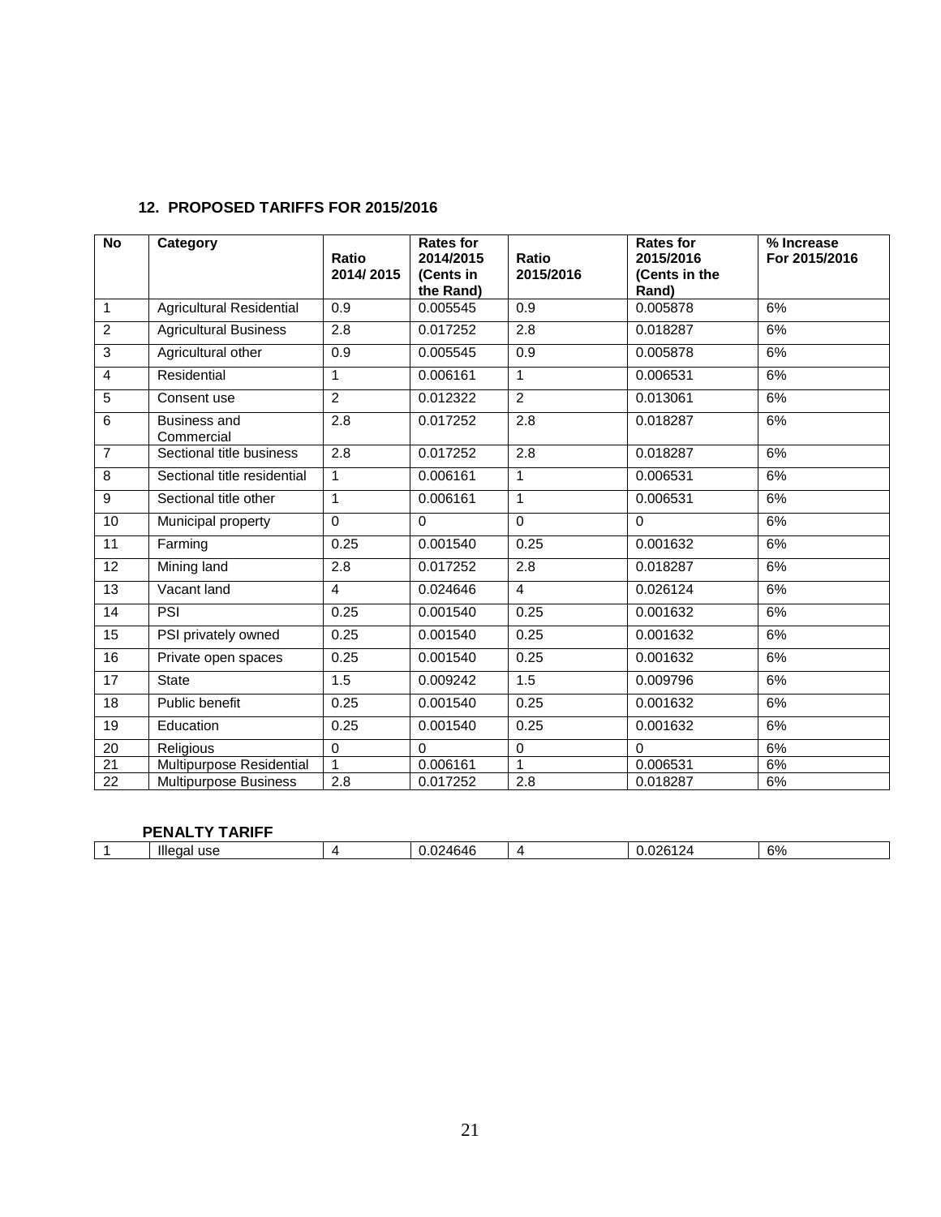## 12. PROPOSED TARIFFS FOR 2015/2016

| No | Category | Ratio 2014/ 2015 | Rates for 2014/2015 (Cents in the Rand) | Ratio 2015/2016 | Rates for 2015/2016 (Cents in the Rand) | % Increase For 2015/2016 |
|---|---|---|---|---|---|---|
| 1 | Agricultural Residential | 0.9 | 0.005545 | 0.9 | 0.005878 | 6% |
| 2 | Agricultural Business | 2.8 | 0.017252 | 2.8 | 0.018287 | 6% |
| 3 | Agricultural other | 0.9 | 0.005545 | 0.9 | 0.005878 | 6% |
| 4 | Residential | 1 | 0.006161 | 1 | 0.006531 | 6% |
| 5 | Consent use | 2 | 0.012322 | 2 | 0.013061 | 6% |
| 6 | Business and Commercial | 2.8 | 0.017252 | 2.8 | 0.018287 | 6% |
| 7 | Sectional title business | 2.8 | 0.017252 | 2.8 | 0.018287 | 6% |
| 8 | Sectional title residential | 1 | 0.006161 | 1 | 0.006531 | 6% |
| 9 | Sectional title other | 1 | 0.006161 | 1 | 0.006531 | 6% |
| 10 | Municipal property | 0 | 0 | 0 | 0 | 6% |
| 11 | Farming | 0.25 | 0.001540 | 0.25 | 0.001632 | 6% |
| 12 | Mining land | 2.8 | 0.017252 | 2.8 | 0.018287 | 6% |
| 13 | Vacant land | 4 | 0.024646 | 4 | 0.026124 | 6% |
| 14 | PSI | 0.25 | 0.001540 | 0.25 | 0.001632 | 6% |
| 15 | PSI privately owned | 0.25 | 0.001540 | 0.25 | 0.001632 | 6% |
| 16 | Private open spaces | 0.25 | 0.001540 | 0.25 | 0.001632 | 6% |
| 17 | State | 1.5 | 0.009242 | 1.5 | 0.009796 | 6% |
| 18 | Public benefit | 0.25 | 0.001540 | 0.25 | 0.001632 | 6% |
| 19 | Education | 0.25 | 0.001540 | 0.25 | 0.001632 | 6% |
| 20 | Religious | 0 | 0 | 0 | 0 | 6% |
| 21 | Multipurpose Residential | 1 | 0.006161 | 1 | 0.006531 | 6% |
| 22 | Multipurpose Business | 2.8 | 0.017252 | 2.8 | 0.018287 | 6% |

**PENALTY TARIFF**

| | | | | | | |
|---|---|---|---|---|---|---|
| 1 | Illegal use | 4 | 0.024646 | 4 | 0.026124 | 6% |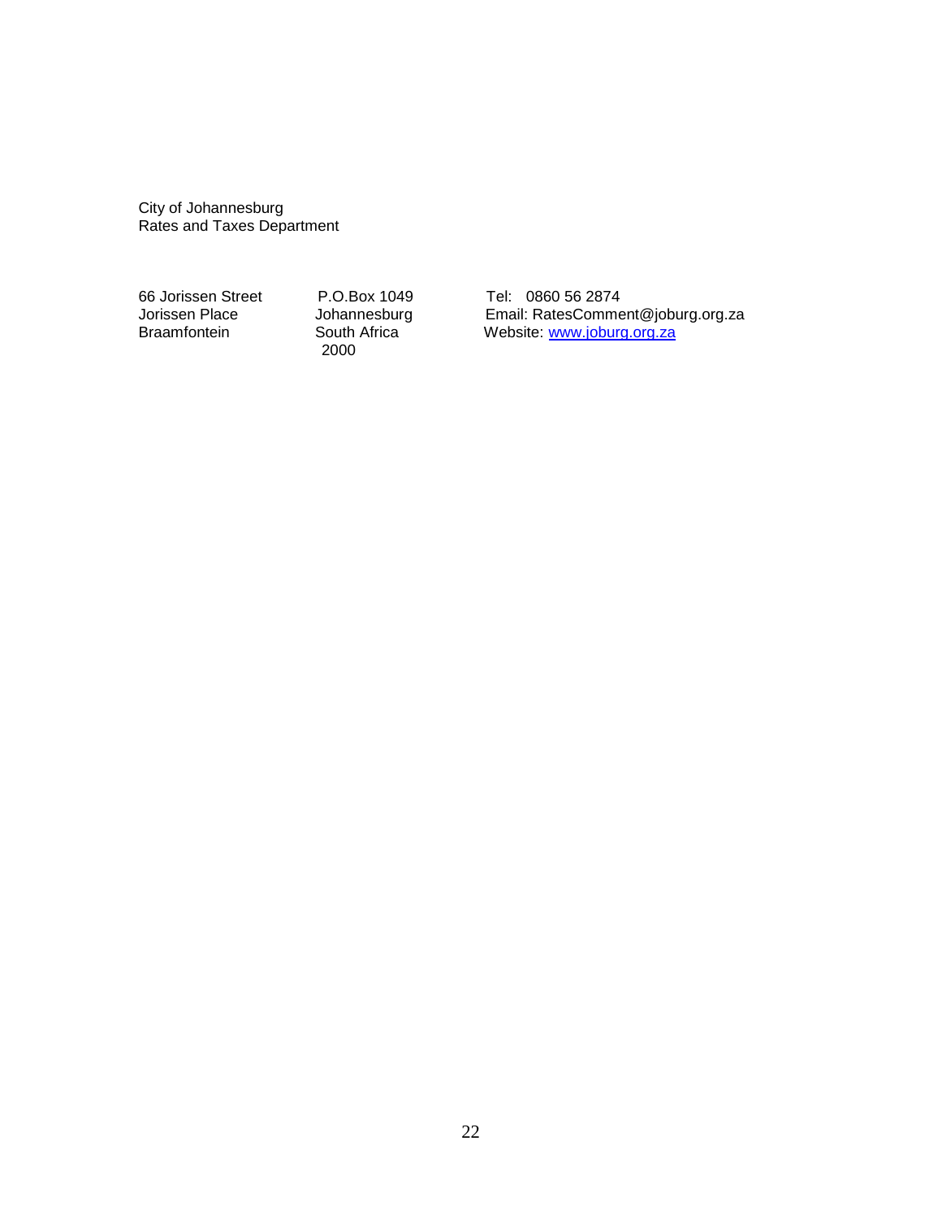City of Johannesburg
Rates and Taxes Department

| | | |
|---|---|---|
| 66 Jorissen Street | P.O.Box 1049 | Tel: 0860 56 2874 |
| Jorissen Place | Johannesburg | Email: RatesComment@joburg.org.za |
| Braamfontein | South Africa | Website: www.joburg.org.za |
| | 2000 | |